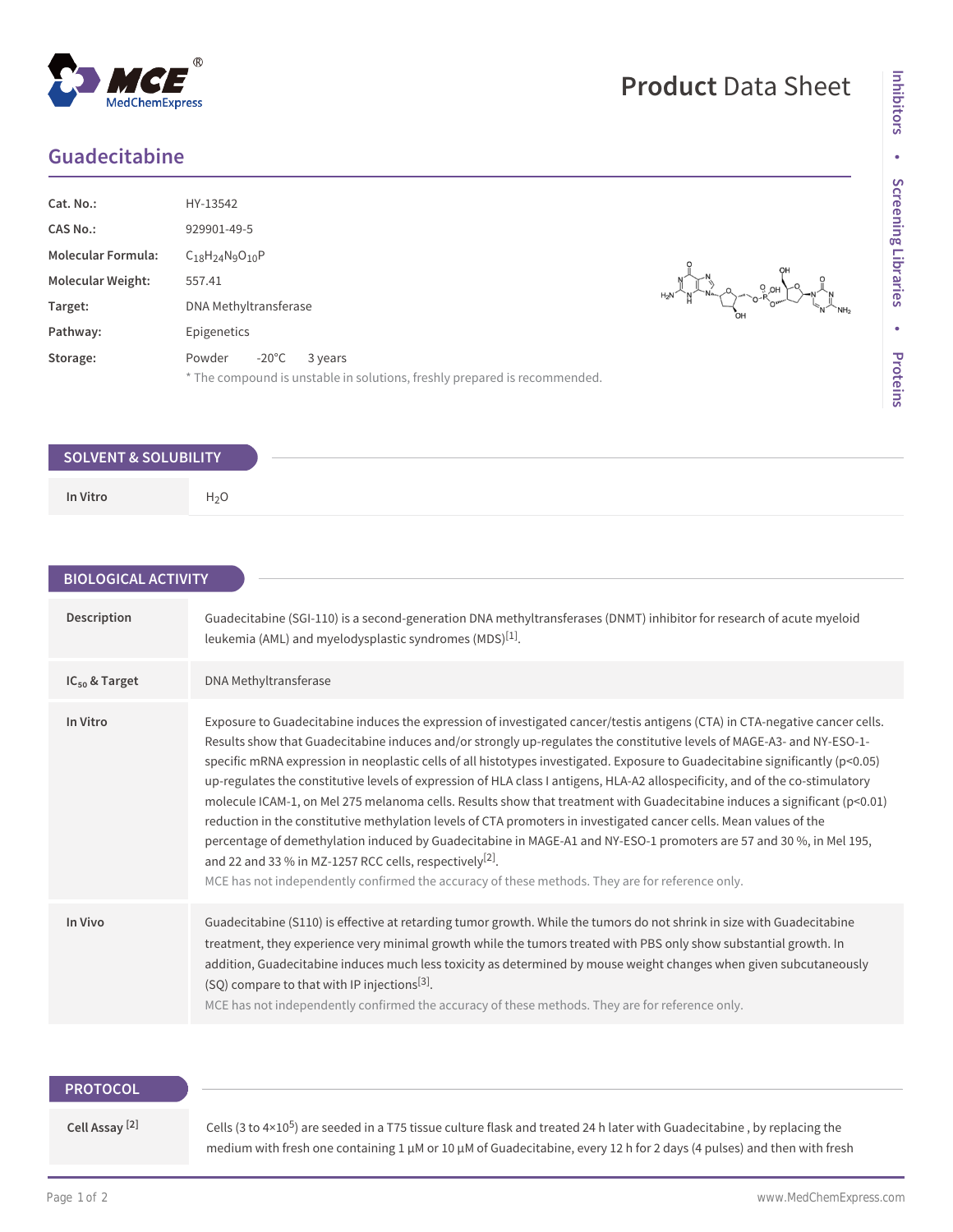# Product Data Sheet

## Guadecitabine

| | |
|---|---|
| **Cat. No.:** | HY-13542 |
| **CAS No.:** | 929901-49-5 |
| **Molecular Formula:** | $C_{18}H_{24}N_9O_{10}P$ |
| **Molecular Weight:** | 557.41 |
| **Target:** | DNA Methyltransferase |
| **Pathway:** | Epigenetics |
| **Storage:** | Powder -20°C 3 years |

* The compound is unstable in solutions, freshly prepared is recommended.

## SOLVENT & SOLUBILITY

| | |
|---|---|
| In Vitro | $H_2O$ |

## BIOLOGICAL ACTIVITY

| | |
|---|---|
| **Description** | Guadecitabine (SGI-110) is a second-generation DNA methyltransferases (DNMT) inhibitor for research of acute myeloid leukemia (AML) and myelodysplastic syndromes (MDS)[1]. |
| **$IC_{50}$ & Target** | DNA Methyltransferase |
| **In Vitro** | Exposure to Guadecitabine induces the expression of investigated cancer/testis antigens (CTA) in CTA-negative cancer cells. Results show that Guadecitabine induces and/or strongly up-regulates the constitutive levels of MAGE-A3- and NY-ESO-1-specific mRNA expression in neoplastic cells of all histotypes investigated. Exposure to Guadecitabine significantly ($p<0.05$) up-regulates the constitutive levels of expression of HLA class I antigens, HLA-A2 allospecificity, and of the co-stimulatory molecule ICAM-1, on Mel 275 melanoma cells. Results show that treatment with Guadecitabine induces a significant ($p<0.01$) reduction in the constitutive methylation levels of CTA promoters in investigated cancer cells. Mean values of the percentage of demethylation induced by Guadecitabine in MAGE-A1 and NY-ESO-1 promoters are 57 and 30 %, in Mel 195, and 22 and 33 % in MZ-1257 RCC cells, respectively[2].<br>MCE has not independently confirmed the accuracy of these methods. They are for reference only. |
| **In Vivo** | Guadecitabine (S110) is effective at retarding tumor growth. While the tumors do not shrink in size with Guadecitabine treatment, they experience very minimal growth while the tumors treated with PBS only show substantial growth. In addition, Guadecitabine induces much less toxicity as determined by mouse weight changes when given subcutaneously (SQ) compare to that with IP injections[3].<br>MCE has not independently confirmed the accuracy of these methods. They are for reference only. |

## PROTOCOL

| | |
|---|---|
| **Cell Assay [2]** | Cells (3 to $4\times10^5$) are seeded in a T75 tissue culture flask and treated 24 h later with Guadecitabine , by replacing the medium with fresh one containing 1 μM or 10 μM of Guadecitabine, every 12 h for 2 days (4 pulses) and then with fresh |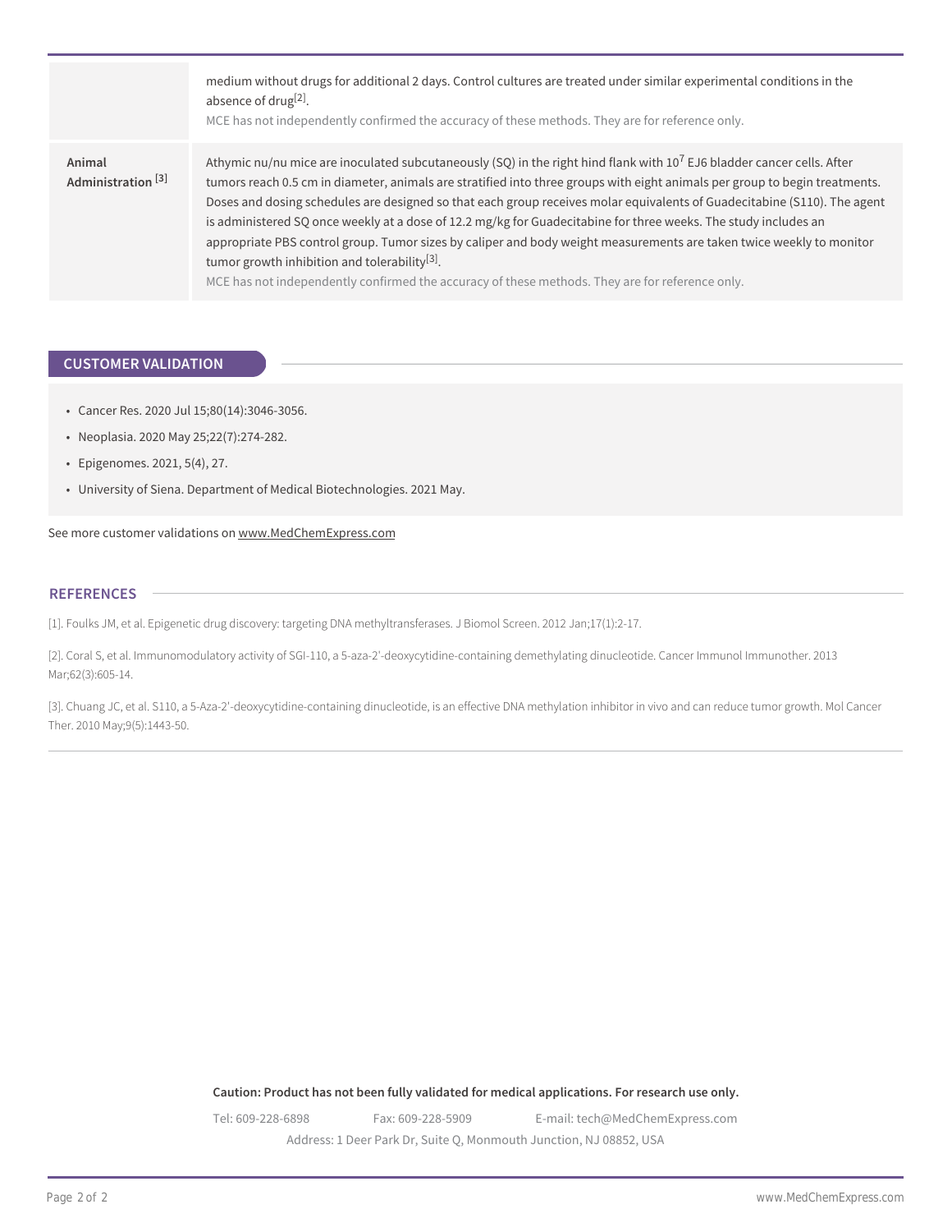| | |
|---|---|
| | medium without drugs for additional 2 days. Control cultures are treated under similar experimental conditions in the absence of drug[2]. MCE has not independently confirmed the accuracy of these methods. They are for reference only. |
| **Animal Administration [3]** | Athymic nu/nu mice are inoculated subcutaneously (SQ) in the right hind flank with $10^7$ EJ6 bladder cancer cells. After tumors reach 0.5 cm in diameter, animals are stratified into three groups with eight animals per group to begin treatments. Doses and dosing schedules are designed so that each group receives molar equivalents of Guadecitabine (S110). The agent is administered SQ once weekly at a dose of 12.2 mg/kg for Guadecitabine for three weeks. The study includes an appropriate PBS control group. Tumor sizes by caliper and body weight measurements are taken twice weekly to monitor tumor growth inhibition and tolerability[3]. MCE has not independently confirmed the accuracy of these methods. They are for reference only. |

## CUSTOMER VALIDATION

- Cancer Res. 2020 Jul 15;80(14):3046-3056.
- Neoplasia. 2020 May 25;22(7):274-282.
- Epigenomes. 2021, 5(4), 27.
- University of Siena. Department of Medical Biotechnologies. 2021 May.

See more customer validations on www.MedChemExpress.com

## REFERENCES

[1]. Foulks JM, et al. Epigenetic drug discovery: targeting DNA methyltransferases. J Biomol Screen. 2012 Jan;17(1):2-17.

[2]. Coral S, et al. Immunomodulatory activity of SGI-110, a 5-aza-2'-deoxycytidine-containing demethylating dinucleotide. Cancer Immunol Immunother. 2013 Mar;62(3):605-14.

[3]. Chuang JC, et al. S110, a 5-Aza-2'-deoxycytidine-containing dinucleotide, is an effective DNA methylation inhibitor in vivo and can reduce tumor growth. Mol Cancer Ther. 2010 May;9(5):1443-50.

**Caution: Product has not been fully validated for medical applications. For research use only.**

Tel: 609-228-6898 Fax: 609-228-5909 E-mail: tech@MedChemExpress.com

Address: 1 Deer Park Dr, Suite Q, Monmouth Junction, NJ 08852, USA